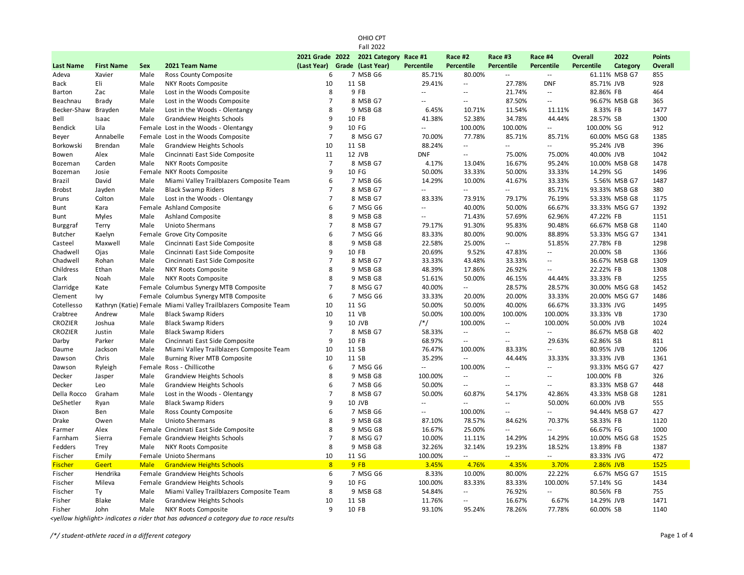OHIO CPT
Fall 2022

| Last Name | First Name | Sex | 2021 Team Name | 2021 Grade (Last Year) | 2022 Grade | 2021 Category (Last Year) | Race #1 Percentile | Race #2 Percentile | Race #3 Percentile | Race #4 Percentile | Overall Percentile | 2022 Category | Points Overall |
|---|---|---|---|---|---|---|---|---|---|---|---|---|---|
| Adeva | Xavier | Male | Ross County Composite | 6 | 7 | MSB G6 | 85.71% | 80.00% | -- | -- | 61.11% | MSB G7 | 855 |
| Back | Eli | Male | NKY Roots Composite | 10 | 11 | SB | 29.41% | -- | 27.78% | DNF | 85.71% | JVB | 928 |
| Barton | Zac | Male | Lost in the Woods Composite | 8 | 9 | FB | -- | -- | 21.74% | -- | 82.86% | FB | 464 |
| Beachnau | Brady | Male | Lost in the Woods Composite | 7 | 8 | MSB G7 | -- | -- | 87.50% | -- | 96.67% | MSB G8 | 365 |
| Becker-Shaw | Brayden | Male | Lost in the Woods - Olentangy | 8 | 9 | MSB G8 | 6.45% | 10.71% | 11.54% | 11.11% | 8.33% | FB | 1477 |
| Bell | Isaac | Male | Grandview Heights Schools | 9 | 10 | FB | 41.38% | 52.38% | 34.78% | 44.44% | 28.57% | SB | 1300 |
| Bendick | Lila | Female | Lost in the Woods - Olentangy | 9 | 10 | FG | -- | 100.00% | 100.00% | -- | 100.00% | SG | 912 |
| Beyer | Annabelle | Female | Lost in the Woods Composite | 7 | 8 | MSG G7 | 70.00% | 77.78% | 85.71% | 85.71% | 60.00% | MSG G8 | 1385 |
| Borkowski | Brendan | Male | Grandview Heights Schools | 10 | 11 | SB | 88.24% | -- | -- | -- | 95.24% | JVB | 396 |
| Bowen | Alex | Male | Cincinnati East Side Composite | 11 | 12 | JVB | DNF | -- | 75.00% | 75.00% | 40.00% | JVB | 1042 |
| Bozeman | Carden | Male | NKY Roots Composite | 7 | 8 | MSB G7 | 4.17% | 13.04% | 16.67% | 95.24% | 10.00% | MSB G8 | 1478 |
| Bozeman | Josie | Female | NKY Roots Composite | 9 | 10 | FG | 50.00% | 33.33% | 50.00% | 33.33% | 14.29% | SG | 1496 |
| Brazil | David | Male | Miami Valley Trailblazers Composite Team | 6 | 7 | MSB G6 | 14.29% | 10.00% | 41.67% | 33.33% | 5.56% | MSB G7 | 1487 |
| Brobst | Jayden | Male | Black Swamp Riders | 7 | 8 | MSB G7 | -- | -- | -- | 85.71% | 93.33% | MSB G8 | 380 |
| Bruns | Colton | Male | Lost in the Woods - Olentangy | 7 | 8 | MSB G7 | 83.33% | 73.91% | 79.17% | 76.19% | 53.33% | MSB G8 | 1175 |
| Bunt | Kara | Female | Ashland Composite | 6 | 7 | MSG G6 | -- | 40.00% | 50.00% | 66.67% | 33.33% | MSG G7 | 1392 |
| Bunt | Myles | Male | Ashland Composite | 8 | 9 | MSB G8 | -- | 71.43% | 57.69% | 62.96% | 47.22% | FB | 1151 |
| Burggraf | Terry | Male | Unioto Shermans | 7 | 8 | MSB G7 | 79.17% | 91.30% | 95.83% | 90.48% | 66.67% | MSB G8 | 1140 |
| Butcher | Kaelyn | Female | Grove City Composite | 6 | 7 | MSG G6 | 83.33% | 80.00% | 90.00% | 88.89% | 53.33% | MSG G7 | 1341 |
| Casteel | Maxwell | Male | Cincinnati East Side Composite | 8 | 9 | MSB G8 | 22.58% | 25.00% | -- | 51.85% | 27.78% | FB | 1298 |
| Chadwell | Ojas | Male | Cincinnati East Side Composite | 9 | 10 | FB | 20.69% | 9.52% | 47.83% | -- | 20.00% | SB | 1366 |
| Chadwell | Rohan | Male | Cincinnati East Side Composite | 7 | 8 | MSB G7 | 33.33% | 43.48% | 33.33% | -- | 36.67% | MSB G8 | 1309 |
| Childress | Ethan | Male | NKY Roots Composite | 8 | 9 | MSB G8 | 48.39% | 17.86% | 26.92% | -- | 22.22% | FB | 1308 |
| Clark | Noah | Male | NKY Roots Composite | 8 | 9 | MSB G8 | 51.61% | 50.00% | 46.15% | 44.44% | 33.33% | FB | 1255 |
| Clarridge | Kate | Female | Columbus Synergy MTB Composite | 7 | 8 | MSG G7 | 40.00% | -- | 28.57% | 28.57% | 30.00% | MSG G8 | 1452 |
| Clement | Ivy | Female | Columbus Synergy MTB Composite | 6 | 7 | MSG G6 | 33.33% | 20.00% | 20.00% | 33.33% | 20.00% | MSG G7 | 1486 |
| Cotellesso | Kathryn (Katie) | Female | Miami Valley Trailblazers Composite Team | 10 | 11 | SG | 50.00% | 50.00% | 40.00% | 66.67% | 33.33% | JVG | 1495 |
| Crabtree | Andrew | Male | Black Swamp Riders | 10 | 11 | VB | 50.00% | 100.00% | 100.00% | 100.00% | 33.33% | VB | 1730 |
| CROZIER | Joshua | Male | Black Swamp Riders | 9 | 10 | JVB | /*/ | 100.00% | -- | 100.00% | 50.00% | JVB | 1024 |
| CROZIER | Justin | Male | Black Swamp Riders | 7 | 8 | MSB G7 | 58.33% | -- | -- | -- | 86.67% | MSB G8 | 402 |
| Darby | Parker | Male | Cincinnati East Side Composite | 9 | 10 | FB | 68.97% | -- | -- | 29.63% | 62.86% | SB | 811 |
| Daume | Jackson | Male | Miami Valley Trailblazers Composite Team | 10 | 11 | SB | 76.47% | 100.00% | 83.33% | -- | 80.95% | JVB | 1206 |
| Dawson | Chris | Male | Burning River MTB Composite | 10 | 11 | SB | 35.29% | -- | 44.44% | 33.33% | 33.33% | JVB | 1361 |
| Dawson | Ryleigh | Female | Ross - Chillicothe | 6 | 7 | MSG G6 | -- | 100.00% | -- | -- | 93.33% | MSG G7 | 427 |
| Decker | Jasper | Male | Grandview Heights Schools | 8 | 9 | MSB G8 | 100.00% | -- | -- | -- | 100.00% | FB | 326 |
| Decker | Leo | Male | Grandview Heights Schools | 6 | 7 | MSB G6 | 50.00% | -- | -- | -- | 83.33% | MSB G7 | 448 |
| Della Rocco | Graham | Male | Lost in the Woods - Olentangy | 7 | 8 | MSB G7 | 50.00% | 60.87% | 54.17% | 42.86% | 43.33% | MSB G8 | 1281 |
| DeShetler | Ryan | Male | Black Swamp Riders | 9 | 10 | JVB | -- | -- | -- | 50.00% | 60.00% | JVB | 555 |
| Dixon | Ben | Male | Ross County Composite | 6 | 7 | MSB G6 | -- | 100.00% | -- | -- | 94.44% | MSB G7 | 427 |
| Drake | Owen | Male | Unioto Shermans | 8 | 9 | MSB G8 | 87.10% | 78.57% | 84.62% | 70.37% | 58.33% | FB | 1120 |
| Farmer | Alex | Female | Cincinnati East Side Composite | 8 | 9 | MSG G8 | 16.67% | 25.00% | -- | -- | 66.67% | FG | 1000 |
| Farnham | Sierra | Female | Grandview Heights Schools | 7 | 8 | MSG G7 | 10.00% | 11.11% | 14.29% | 14.29% | 10.00% | MSG G8 | 1525 |
| Fedders | Trey | Male | NKY Roots Composite | 8 | 9 | MSB G8 | 32.26% | 32.14% | 19.23% | 18.52% | 13.89% | FB | 1387 |
| Fischer | Emily | Female | Unioto Shermans | 10 | 11 | SG | 100.00% | -- | -- | -- | 83.33% | JVG | 472 |
| Fischer | Geert | Male | Grandview Heights Schools | 8 | 9 | FB | 3.45% | 4.76% | 4.35% | 3.70% | 2.86% | JVB | 1525 |
| Fischer | Hendrika | Female | Grandview Heights Schools | 6 | 7 | MSG G6 | 8.33% | 10.00% | 80.00% | 22.22% | 6.67% | MSG G7 | 1515 |
| Fischer | Mileva | Female | Grandview Heights Schools | 9 | 10 | FG | 100.00% | 83.33% | 83.33% | 100.00% | 57.14% | SG | 1434 |
| Fischer | Ty | Male | Miami Valley Trailblazers Composite Team | 8 | 9 | MSB G8 | 54.84% | -- | 76.92% | -- | 80.56% | FB | 755 |
| Fisher | Blake | Male | Grandview Heights Schools | 10 | 11 | SB | 11.76% | -- | 16.67% | 6.67% | 14.29% | JVB | 1471 |
| Fisher | John | Male | NKY Roots Composite | 9 | 10 | FB | 93.10% | 95.24% | 78.26% | 77.78% | 60.00% | SB | 1140 |

*<yellow highlight> indicates a rider that has advanced a category due to race results*

*/*/ student-athlete raced in a different category*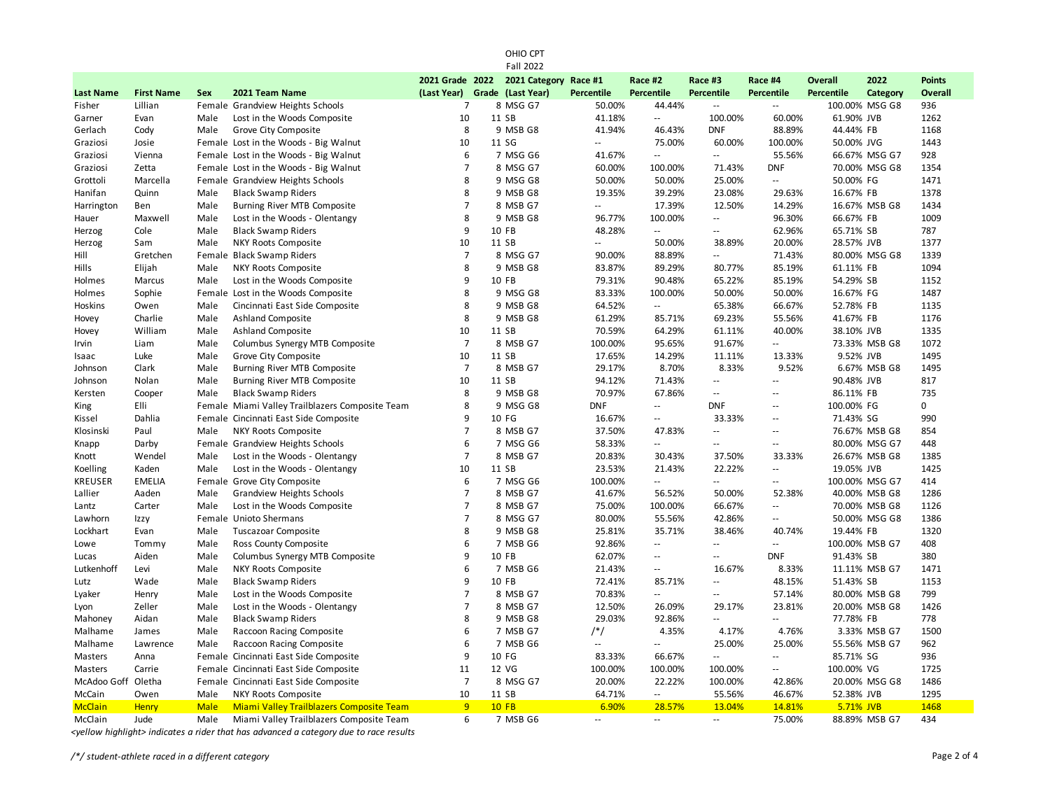OHIO CPT
Fall 2022

| Last Name | First Name | Sex | 2021 Team Name | 2021 Grade (Last Year) | 2022 Grade | 2021 Category (Last Year) | Race #1 Percentile | Race #2 Percentile | Race #3 Percentile | Race #4 Percentile | Overall Percentile | 2022 Category | Points Overall |
|---|---|---|---|---|---|---|---|---|---|---|---|---|---|
| Fisher | Lillian | Female | Grandview Heights Schools | 7 | 8 | MSG G7 | 50.00% | 44.44% | -- | -- | 100.00% | MSG G8 | 936 |
| Garner | Evan | Male | Lost in the Woods Composite | 10 | 11 | SB | 41.18% | -- | 100.00% | 60.00% | 61.90% | JVB | 1262 |
| Gerlach | Cody | Male | Grove City Composite | 8 | 9 | MSB G8 | 41.94% | 46.43% | DNF | 88.89% | 44.44% | FB | 1168 |
| Graziosi | Josie | Female | Lost in the Woods - Big Walnut | 10 | 11 | SG | -- | 75.00% | 60.00% | 100.00% | 50.00% | JVG | 1443 |
| Graziosi | Vienna | Female | Lost in the Woods - Big Walnut | 6 | 7 | MSG G6 | 41.67% | -- | -- | 55.56% | 66.67% | MSG G7 | 928 |
| Graziosi | Zetta | Female | Lost in the Woods - Big Walnut | 7 | 8 | MSG G7 | 60.00% | 100.00% | 71.43% | DNF | 70.00% | MSG G8 | 1354 |
| Grottoli | Marcella | Female | Grandview Heights Schools | 8 | 9 | MSG G8 | 50.00% | 50.00% | 25.00% | -- | 50.00% | FG | 1471 |
| Hanifan | Quinn | Male | Black Swamp Riders | 8 | 9 | MSB G8 | 19.35% | 39.29% | 23.08% | 29.63% | 16.67% | FB | 1378 |
| Harrington | Ben | Male | Burning River MTB Composite | 7 | 8 | MSB G7 | -- | 17.39% | 12.50% | 14.29% | 16.67% | MSB G8 | 1434 |
| Hauer | Maxwell | Male | Lost in the Woods - Olentangy | 8 | 9 | MSB G8 | 96.77% | 100.00% | -- | 96.30% | 66.67% | FB | 1009 |
| Herzog | Cole | Male | Black Swamp Riders | 9 | 10 | FB | 48.28% | -- | -- | 62.96% | 65.71% | SB | 787 |
| Herzog | Sam | Male | NKY Roots Composite | 10 | 11 | SB | -- | 50.00% | 38.89% | 20.00% | 28.57% | JVB | 1377 |
| Hill | Gretchen | Female | Black Swamp Riders | 7 | 8 | MSG G7 | 90.00% | 88.89% | -- | 71.43% | 80.00% | MSG G8 | 1339 |
| Hills | Elijah | Male | NKY Roots Composite | 8 | 9 | MSB G8 | 83.87% | 89.29% | 80.77% | 85.19% | 61.11% | FB | 1094 |
| Holmes | Marcus | Male | Lost in the Woods Composite | 9 | 10 | FB | 79.31% | 90.48% | 65.22% | 85.19% | 54.29% | SB | 1152 |
| Holmes | Sophie | Female | Lost in the Woods Composite | 8 | 9 | MSG G8 | 83.33% | 100.00% | 50.00% | 50.00% | 16.67% | FG | 1487 |
| Hoskins | Owen | Male | Cincinnati East Side Composite | 8 | 9 | MSB G8 | 64.52% | -- | 65.38% | 66.67% | 52.78% | FB | 1135 |
| Hovey | Charlie | Male | Ashland Composite | 8 | 9 | MSB G8 | 61.29% | 85.71% | 69.23% | 55.56% | 41.67% | FB | 1176 |
| Hovey | William | Male | Ashland Composite | 10 | 11 | SB | 70.59% | 64.29% | 61.11% | 40.00% | 38.10% | JVB | 1335 |
| Irvin | Liam | Male | Columbus Synergy MTB Composite | 7 | 8 | MSB G7 | 100.00% | 95.65% | 91.67% | -- | 73.33% | MSB G8 | 1072 |
| Isaac | Luke | Male | Grove City Composite | 10 | 11 | SB | 17.65% | 14.29% | 11.11% | 13.33% | 9.52% | JVB | 1495 |
| Johnson | Clark | Male | Burning River MTB Composite | 7 | 8 | MSB G7 | 29.17% | 8.70% | 8.33% | 9.52% | 6.67% | MSB G8 | 1495 |
| Johnson | Nolan | Male | Burning River MTB Composite | 10 | 11 | SB | 94.12% | 71.43% | -- | -- | 90.48% | JVB | 817 |
| Kersten | Cooper | Male | Black Swamp Riders | 8 | 9 | MSB G8 | 70.97% | 67.86% | -- | -- | 86.11% | FB | 735 |
| King | Elli | Female | Miami Valley Trailblazers Composite Team | 8 | 9 | MSG G8 | DNF | -- | DNF | -- | 100.00% | FG | 0 |
| Kissel | Dahlia | Female | Cincinnati East Side Composite | 9 | 10 | FG | 16.67% | -- | 33.33% | -- | 71.43% | SG | 990 |
| Klosinski | Paul | Male | NKY Roots Composite | 7 | 8 | MSB G7 | 37.50% | 47.83% | -- | -- | 76.67% | MSB G8 | 854 |
| Knapp | Darby | Female | Grandview Heights Schools | 6 | 7 | MSG G6 | 58.33% | -- | -- | -- | 80.00% | MSG G7 | 448 |
| Knott | Wendel | Male | Lost in the Woods - Olentangy | 7 | 8 | MSB G7 | 20.83% | 30.43% | 37.50% | 33.33% | 26.67% | MSB G8 | 1385 |
| Koelling | Kaden | Male | Lost in the Woods - Olentangy | 10 | 11 | SB | 23.53% | 21.43% | 22.22% | -- | 19.05% | JVB | 1425 |
| KREUSER | EMELIA | Female | Grove City Composite | 6 | 7 | MSG G6 | 100.00% | -- | -- | -- | 100.00% | MSG G7 | 414 |
| Lallier | Aaden | Male | Grandview Heights Schools | 7 | 8 | MSB G7 | 41.67% | 56.52% | 50.00% | 52.38% | 40.00% | MSB G8 | 1286 |
| Lantz | Carter | Male | Lost in the Woods Composite | 7 | 8 | MSB G7 | 75.00% | 100.00% | 66.67% | -- | 70.00% | MSB G8 | 1126 |
| Lawhorn | Izzy | Female | Unioto Shermans | 7 | 8 | MSG G7 | 80.00% | 55.56% | 42.86% | -- | 50.00% | MSG G8 | 1386 |
| Lockhart | Evan | Male | Tuscazoar Composite | 8 | 9 | MSB G8 | 25.81% | 35.71% | 38.46% | 40.74% | 19.44% | FB | 1320 |
| Lowe | Tommy | Male | Ross County Composite | 6 | 7 | MSB G6 | 92.86% | -- | -- | -- | 100.00% | MSB G7 | 408 |
| Lucas | Aiden | Male | Columbus Synergy MTB Composite | 9 | 10 | FB | 62.07% | -- | -- | DNF | 91.43% | SB | 380 |
| Lutkenhoff | Levi | Male | NKY Roots Composite | 6 | 7 | MSB G6 | 21.43% | -- | 16.67% | 8.33% | 11.11% | MSB G7 | 1471 |
| Lutz | Wade | Male | Black Swamp Riders | 9 | 10 | FB | 72.41% | 85.71% | -- | 48.15% | 51.43% | SB | 1153 |
| Lyaker | Henry | Male | Lost in the Woods Composite | 7 | 8 | MSB G7 | 70.83% | -- | -- | 57.14% | 80.00% | MSB G8 | 799 |
| Lyon | Zeller | Male | Lost in the Woods - Olentangy | 7 | 8 | MSB G7 | 12.50% | 26.09% | 29.17% | 23.81% | 20.00% | MSB G8 | 1426 |
| Mahoney | Aidan | Male | Black Swamp Riders | 8 | 9 | MSB G8 | 29.03% | 92.86% | -- | -- | 77.78% | FB | 778 |
| Malhame | James | Male | Raccoon Racing Composite | 6 | 7 | MSB G7 | /*/ | 4.35% | 4.17% | 4.76% | 3.33% | MSB G7 | 1500 |
| Malhame | Lawrence | Male | Raccoon Racing Composite | 6 | 7 | MSB G6 | -- | -- | 25.00% | 25.00% | 55.56% | MSB G7 | 962 |
| Masters | Anna | Female | Cincinnati East Side Composite | 9 | 10 | FG | 83.33% | 66.67% | -- | -- | 85.71% | SG | 936 |
| Masters | Carrie | Female | Cincinnati East Side Composite | 11 | 12 | VG | 100.00% | 100.00% | 100.00% | -- | 100.00% | VG | 1725 |
| McAdoo Goff | Oletha | Female | Cincinnati East Side Composite | 7 | 8 | MSG G7 | 20.00% | 22.22% | 100.00% | 42.86% | 20.00% | MSG G8 | 1486 |
| McCain | Owen | Male | NKY Roots Composite | 10 | 11 | SB | 64.71% | -- | 55.56% | 46.67% | 52.38% | JVB | 1295 |
| McClain | Henry | Male | Miami Valley Trailblazers Composite Team | 9 | 10 | FB | 6.90% | 28.57% | 13.04% | 14.81% | 5.71% | JVB | 1468 |
| McClain | Jude | Male | Miami Valley Trailblazers Composite Team | 6 | 7 | MSB G6 | -- | -- | -- | 75.00% | 88.89% | MSB G7 | 434 |

*<yellow highlight> indicates a rider that has advanced a category due to race results*

*/*/ student-athlete raced in a different category*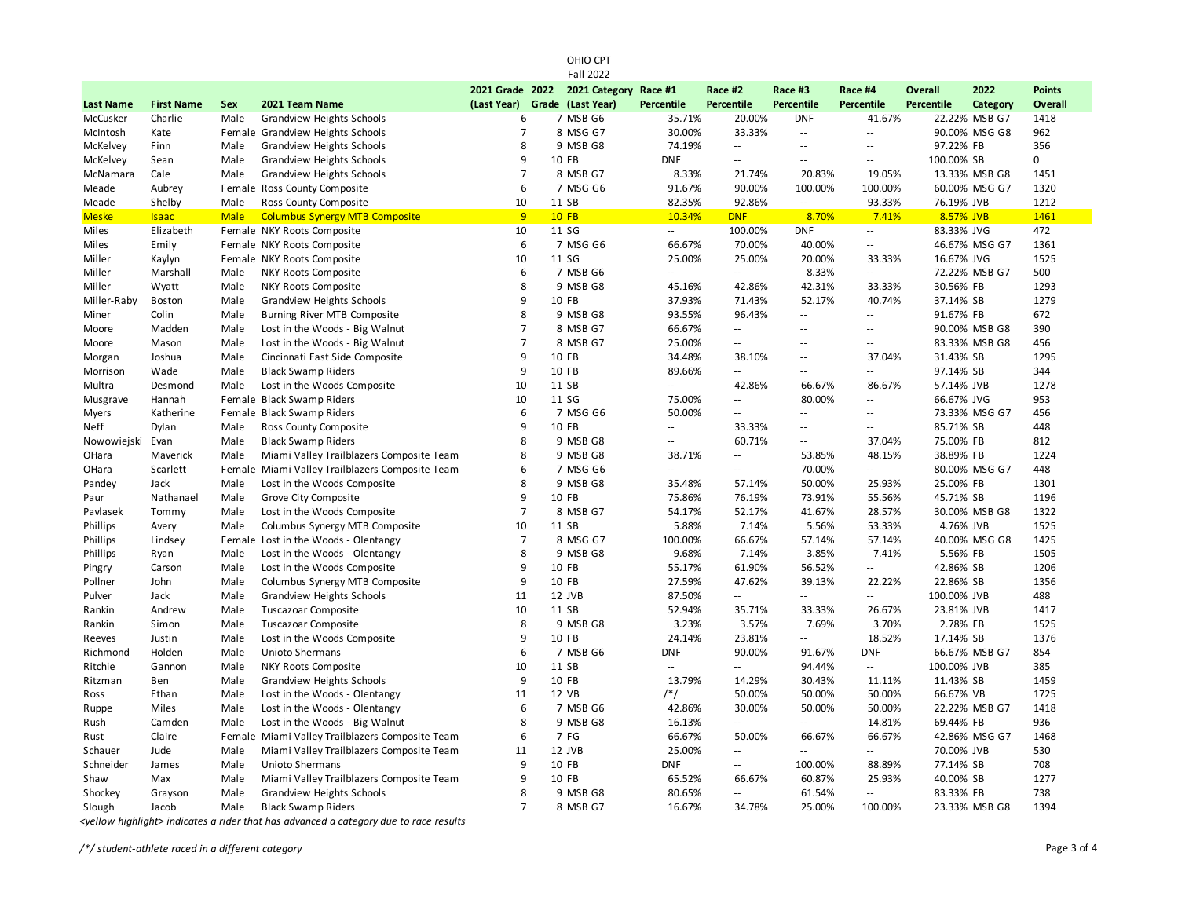OHIO CPT
Fall 2022

| Last Name | First Name | Sex | 2021 Team Name | 2021 Grade (Last Year) | 2022 Grade | 2021 Category (Last Year) | Race #1 Percentile | Race #2 Percentile | Race #3 Percentile | Race #4 Percentile | Overall Percentile | 2022 Category | Points Overall |
|---|---|---|---|---|---|---|---|---|---|---|---|---|---|
| McCusker | Charlie | Male | Grandview Heights Schools | 6 | 7 | MSB G6 | 35.71% | 20.00% | DNF | 41.67% | 22.22% | MSB G7 | 1418 |
| McIntosh | Kate | Female | Grandview Heights Schools | 7 | 8 | MSG G7 | 30.00% | 33.33% | -- | -- | 90.00% | MSG G8 | 962 |
| McKelvey | Finn | Male | Grandview Heights Schools | 8 | 9 | MSB G8 | 74.19% | -- | -- | -- | 97.22% | FB | 356 |
| McKelvey | Sean | Male | Grandview Heights Schools | 9 | 10 | FB | DNF | -- | -- | -- | 100.00% | SB | 0 |
| McNamara | Cale | Male | Grandview Heights Schools | 7 | 8 | MSB G7 | 8.33% | 21.74% | 20.83% | 19.05% | 13.33% | MSB G8 | 1451 |
| Meade | Aubrey | Female | Ross County Composite | 6 | 7 | MSG G6 | 91.67% | 90.00% | 100.00% | 100.00% | 60.00% | MSG G7 | 1320 |
| Meade | Shelby | Male | Ross County Composite | 10 | 11 | SB | 82.35% | 92.86% | -- | 93.33% | 76.19% | JVB | 1212 |
| Meske | Isaac | Male | Columbus Synergy MTB Composite | 9 | 10 | FB | 10.34% | DNF | 8.70% | 7.41% | 8.57% | JVB | 1461 |
| Miles | Elizabeth | Female | NKY Roots Composite | 10 | 11 | SG | -- | 100.00% | DNF | -- | 83.33% | JVG | 472 |
| Miles | Emily | Female | NKY Roots Composite | 6 | 7 | MSG G6 | 66.67% | 70.00% | 40.00% | -- | 46.67% | MSG G7 | 1361 |
| Miller | Kaylyn | Female | NKY Roots Composite | 10 | 11 | SG | 25.00% | 25.00% | 20.00% | 33.33% | 16.67% | JVG | 1525 |
| Miller | Marshall | Male | NKY Roots Composite | 6 | 7 | MSB G6 | -- | -- | 8.33% | -- | 72.22% | MSB G7 | 500 |
| Miller | Wyatt | Male | NKY Roots Composite | 8 | 9 | MSB G8 | 45.16% | 42.86% | 42.31% | 33.33% | 30.56% | FB | 1293 |
| Miller-Raby | Boston | Male | Grandview Heights Schools | 9 | 10 | FB | 37.93% | 71.43% | 52.17% | 40.74% | 37.14% | SB | 1279 |
| Miner | Colin | Male | Burning River MTB Composite | 8 | 9 | MSB G8 | 93.55% | 96.43% | -- | -- | 91.67% | FB | 672 |
| Moore | Madden | Male | Lost in the Woods - Big Walnut | 7 | 8 | MSB G7 | 66.67% | -- | -- | -- | 90.00% | MSB G8 | 390 |
| Moore | Mason | Male | Lost in the Woods - Big Walnut | 7 | 8 | MSB G7 | 25.00% | -- | -- | -- | 83.33% | MSB G8 | 456 |
| Morgan | Joshua | Male | Cincinnati East Side Composite | 9 | 10 | FB | 34.48% | 38.10% | -- | 37.04% | 31.43% | SB | 1295 |
| Morrison | Wade | Male | Black Swamp Riders | 9 | 10 | FB | 89.66% | -- | -- | -- | 97.14% | SB | 344 |
| Multra | Desmond | Male | Lost in the Woods Composite | 10 | 11 | SB | -- | 42.86% | 66.67% | 86.67% | 57.14% | JVB | 1278 |
| Musgrave | Hannah | Female | Black Swamp Riders | 10 | 11 | SG | 75.00% | -- | 80.00% | -- | 66.67% | JVG | 953 |
| Myers | Katherine | Female | Black Swamp Riders | 6 | 7 | MSG G6 | 50.00% | -- | -- | -- | 73.33% | MSG G7 | 456 |
| Neff | Dylan | Male | Ross County Composite | 9 | 10 | FB | -- | 33.33% | -- | -- | 85.71% | SB | 448 |
| Nowowiejski | Evan | Male | Black Swamp Riders | 8 | 9 | MSB G8 | -- | 60.71% | -- | 37.04% | 75.00% | FB | 812 |
| OHara | Maverick | Male | Miami Valley Trailblazers Composite Team | 8 | 9 | MSB G8 | 38.71% | -- | 53.85% | 48.15% | 38.89% | FB | 1224 |
| OHara | Scarlett | Female | Miami Valley Trailblazers Composite Team | 6 | 7 | MSG G6 | -- | -- | 70.00% | -- | 80.00% | MSG G7 | 448 |
| Pandey | Jack | Male | Lost in the Woods Composite | 8 | 9 | MSB G8 | 35.48% | 57.14% | 50.00% | 25.93% | 25.00% | FB | 1301 |
| Paur | Nathanael | Male | Grove City Composite | 9 | 10 | FB | 75.86% | 76.19% | 73.91% | 55.56% | 45.71% | SB | 1196 |
| Pavlasek | Tommy | Male | Lost in the Woods Composite | 7 | 8 | MSB G7 | 54.17% | 52.17% | 41.67% | 28.57% | 30.00% | MSB G8 | 1322 |
| Phillips | Avery | Male | Columbus Synergy MTB Composite | 10 | 11 | SB | 5.88% | 7.14% | 5.56% | 53.33% | 4.76% | JVB | 1525 |
| Phillips | Lindsey | Female | Lost in the Woods - Olentangy | 7 | 8 | MSG G7 | 100.00% | 66.67% | 57.14% | 57.14% | 40.00% | MSG G8 | 1425 |
| Phillips | Ryan | Male | Lost in the Woods - Olentangy | 8 | 9 | MSB G8 | 9.68% | 7.14% | 3.85% | 7.41% | 5.56% | FB | 1505 |
| Pingry | Carson | Male | Lost in the Woods Composite | 9 | 10 | FB | 55.17% | 61.90% | 56.52% | -- | 42.86% | SB | 1206 |
| Pollner | John | Male | Columbus Synergy MTB Composite | 9 | 10 | FB | 27.59% | 47.62% | 39.13% | 22.22% | 22.86% | SB | 1356 |
| Pulver | Jack | Male | Grandview Heights Schools | 11 | 12 | JVB | 87.50% | -- | -- | -- | 100.00% | JVB | 488 |
| Rankin | Andrew | Male | Tuscazoar Composite | 10 | 11 | SB | 52.94% | 35.71% | 33.33% | 26.67% | 23.81% | JVB | 1417 |
| Rankin | Simon | Male | Tuscazoar Composite | 8 | 9 | MSB G8 | 3.23% | 3.57% | 7.69% | 3.70% | 2.78% | FB | 1525 |
| Reeves | Justin | Male | Lost in the Woods Composite | 9 | 10 | FB | 24.14% | 23.81% | -- | 18.52% | 17.14% | SB | 1376 |
| Richmond | Holden | Male | Unioto Shermans | 6 | 7 | MSB G6 | DNF | 90.00% | 91.67% | DNF | 66.67% | MSB G7 | 854 |
| Ritchie | Gannon | Male | NKY Roots Composite | 10 | 11 | SB | -- | -- | 94.44% | -- | 100.00% | JVB | 385 |
| Ritzman | Ben | Male | Grandview Heights Schools | 9 | 10 | FB | 13.79% | 14.29% | 30.43% | 11.11% | 11.43% | SB | 1459 |
| Ross | Ethan | Male | Lost in the Woods - Olentangy | 11 | 12 | VB | /*/ | 50.00% | 50.00% | 50.00% | 66.67% | VB | 1725 |
| Ruppe | Miles | Male | Lost in the Woods - Olentangy | 6 | 7 | MSB G6 | 42.86% | 30.00% | 50.00% | 50.00% | 22.22% | MSB G7 | 1418 |
| Rush | Camden | Male | Lost in the Woods - Big Walnut | 8 | 9 | MSB G8 | 16.13% | -- | -- | 14.81% | 69.44% | FB | 936 |
| Rust | Claire | Female | Miami Valley Trailblazers Composite Team | 6 | 7 | FG | 66.67% | 50.00% | 66.67% | 66.67% | 42.86% | MSG G7 | 1468 |
| Schauer | Jude | Male | Miami Valley Trailblazers Composite Team | 11 | 12 | JVB | 25.00% | -- | -- | -- | 70.00% | JVB | 530 |
| Schneider | James | Male | Unioto Shermans | 9 | 10 | FB | DNF | -- | 100.00% | 88.89% | 77.14% | SB | 708 |
| Shaw | Max | Male | Miami Valley Trailblazers Composite Team | 9 | 10 | FB | 65.52% | 66.67% | 60.87% | 25.93% | 40.00% | SB | 1277 |
| Shockey | Grayson | Male | Grandview Heights Schools | 8 | 9 | MSB G8 | 80.65% | -- | 61.54% | -- | 83.33% | FB | 738 |
| Slough | Jacob | Male | Black Swamp Riders | 7 | 8 | MSB G7 | 16.67% | 34.78% | 25.00% | 100.00% | 23.33% | MSB G8 | 1394 |

*<yellow highlight> indicates a rider that has advanced a category due to race results*

*/*/ student-athlete raced in a different category*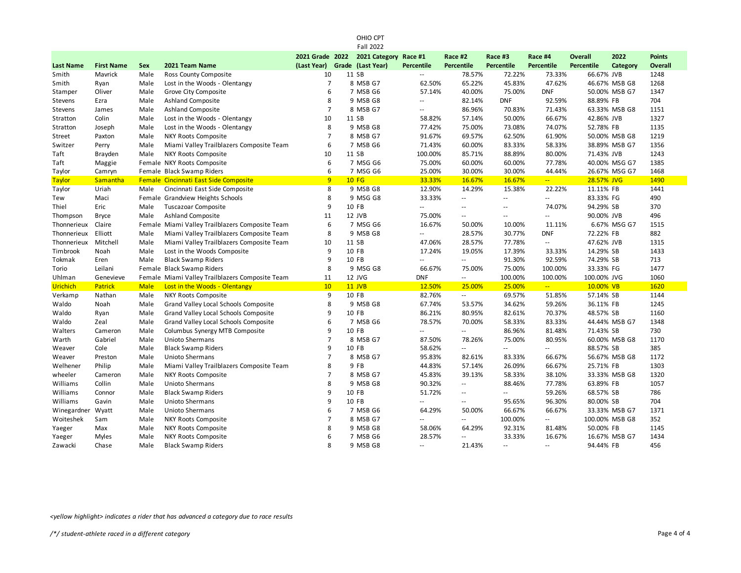OHIO CPT
Fall 2022

| Last Name | First Name | Sex | 2021 Team Name | 2021 Grade (Last Year) | 2022 Grade | 2021 Category (Last Year) | Race #1 Percentile | Race #2 Percentile | Race #3 Percentile | Race #4 Percentile | Overall Percentile | 2022 Category | Points Overall |
|---|---|---|---|---|---|---|---|---|---|---|---|---|---|
| Smith | Mavrick | Male | Ross County Composite | 10 | 11 | SB | -- | 78.57% | 72.22% | 73.33% | 66.67% | JVB | 1248 |
| Smith | Ryan | Male | Lost in the Woods - Olentangy | 7 | 8 | MSB G7 | 62.50% | 65.22% | 45.83% | 47.62% | 46.67% | MSB G8 | 1268 |
| Stamper | Oliver | Male | Grove City Composite | 6 | 7 | MSB G6 | 57.14% | 40.00% | 75.00% | DNF | 50.00% | MSB G7 | 1347 |
| Stevens | Ezra | Male | Ashland Composite | 8 | 9 | MSB G8 | -- | 82.14% | DNF | 92.59% | 88.89% | FB | 704 |
| Stevens | James | Male | Ashland Composite | 7 | 8 | MSB G7 | -- | 86.96% | 70.83% | 71.43% | 63.33% | MSB G8 | 1151 |
| Stratton | Colin | Male | Lost in the Woods - Olentangy | 10 | 11 | SB | 58.82% | 57.14% | 50.00% | 66.67% | 42.86% | JVB | 1327 |
| Stratton | Joseph | Male | Lost in the Woods - Olentangy | 8 | 9 | MSB G8 | 77.42% | 75.00% | 73.08% | 74.07% | 52.78% | FB | 1135 |
| Street | Paxton | Male | NKY Roots Composite | 7 | 8 | MSB G7 | 91.67% | 69.57% | 62.50% | 61.90% | 50.00% | MSB G8 | 1219 |
| Switzer | Perry | Male | Miami Valley Trailblazers Composite Team | 6 | 7 | MSB G6 | 71.43% | 60.00% | 83.33% | 58.33% | 38.89% | MSB G7 | 1356 |
| Taft | Brayden | Male | NKY Roots Composite | 10 | 11 | SB | 100.00% | 85.71% | 88.89% | 80.00% | 71.43% | JVB | 1243 |
| Taft | Maggie | Female | NKY Roots Composite | 6 | 7 | MSG G6 | 75.00% | 60.00% | 60.00% | 77.78% | 40.00% | MSG G7 | 1385 |
| Taylor | Camryn | Female | Black Swamp Riders | 6 | 7 | MSG G6 | 25.00% | 30.00% | 30.00% | 44.44% | 26.67% | MSG G7 | 1468 |
| Taylor | Samantha | Female | Cincinnati East Side Composite | 9 | 10 | FG | 33.33% | 16.67% | 16.67% | -- | 28.57% | JVG | 1490 |
| Taylor | Uriah | Male | Cincinnati East Side Composite | 8 | 9 | MSB G8 | 12.90% | 14.29% | 15.38% | 22.22% | 11.11% | FB | 1441 |
| Tew | Maci | Female | Grandview Heights Schools | 8 | 9 | MSG G8 | 33.33% | -- | -- | -- | 83.33% | FG | 490 |
| Thiel | Eric | Male | Tuscazoar Composite | 9 | 10 | FB | -- | -- | -- | 74.07% | 94.29% | SB | 370 |
| Thompson | Bryce | Male | Ashland Composite | 11 | 12 | JVB | 75.00% | -- | -- | -- | 90.00% | JVB | 496 |
| Thonnerieux | Claire | Female | Miami Valley Trailblazers Composite Team | 6 | 7 | MSG G6 | 16.67% | 50.00% | 10.00% | 11.11% | 6.67% | MSG G7 | 1515 |
| Thonnerieux | Elliott | Male | Miami Valley Trailblazers Composite Team | 8 | 9 | MSB G8 | -- | 28.57% | 30.77% | DNF | 72.22% | FB | 882 |
| Thonnerieux | Mitchell | Male | Miami Valley Trailblazers Composite Team | 10 | 11 | SB | 47.06% | 28.57% | 77.78% | -- | 47.62% | JVB | 1315 |
| Timbrook | Noah | Male | Lost in the Woods Composite | 9 | 10 | FB | 17.24% | 19.05% | 17.39% | 33.33% | 14.29% | SB | 1433 |
| Tokmak | Eren | Male | Black Swamp Riders | 9 | 10 | FB | -- | -- | 91.30% | 92.59% | 74.29% | SB | 713 |
| Torio | Leilani | Female | Black Swamp Riders | 8 | 9 | MSG G8 | 66.67% | 75.00% | 75.00% | 100.00% | 33.33% | FG | 1477 |
| Uhlman | Genevieve | Female | Miami Valley Trailblazers Composite Team | 11 | 12 | JVG | DNF | -- | 100.00% | 100.00% | 100.00% | JVG | 1060 |
| Urichich | Patrick | Male | Lost in the Woods - Olentangy | 10 | 11 | JVB | 12.50% | 25.00% | 25.00% | -- | 10.00% | VB | 1620 |
| Verkamp | Nathan | Male | NKY Roots Composite | 9 | 10 | FB | 82.76% | -- | 69.57% | 51.85% | 57.14% | SB | 1144 |
| Waldo | Noah | Male | Grand Valley Local Schools Composite | 8 | 9 | MSB G8 | 67.74% | 53.57% | 34.62% | 59.26% | 36.11% | FB | 1245 |
| Waldo | Ryan | Male | Grand Valley Local Schools Composite | 9 | 10 | FB | 86.21% | 80.95% | 82.61% | 70.37% | 48.57% | SB | 1160 |
| Waldo | Zeal | Male | Grand Valley Local Schools Composite | 6 | 7 | MSB G6 | 78.57% | 70.00% | 58.33% | 83.33% | 44.44% | MSB G7 | 1348 |
| Walters | Cameron | Male | Columbus Synergy MTB Composite | 9 | 10 | FB | -- | -- | 86.96% | 81.48% | 71.43% | SB | 730 |
| Warth | Gabriel | Male | Unioto Shermans | 7 | 8 | MSB G7 | 87.50% | 78.26% | 75.00% | 80.95% | 60.00% | MSB G8 | 1170 |
| Weaver | Cole | Male | Black Swamp Riders | 9 | 10 | FB | 58.62% | -- | -- | -- | 88.57% | SB | 385 |
| Weaver | Preston | Male | Unioto Shermans | 7 | 8 | MSB G7 | 95.83% | 82.61% | 83.33% | 66.67% | 56.67% | MSB G8 | 1172 |
| Welhener | Philip | Male | Miami Valley Trailblazers Composite Team | 8 | 9 | FB | 44.83% | 57.14% | 26.09% | 66.67% | 25.71% | FB | 1303 |
| wheeler | Cameron | Male | NKY Roots Composite | 7 | 8 | MSB G7 | 45.83% | 39.13% | 58.33% | 38.10% | 33.33% | MSB G8 | 1320 |
| Williams | Collin | Male | Unioto Shermans | 8 | 9 | MSB G8 | 90.32% | -- | 88.46% | 77.78% | 63.89% | FB | 1057 |
| Williams | Connor | Male | Black Swamp Riders | 9 | 10 | FB | 51.72% | -- | -- | 59.26% | 68.57% | SB | 786 |
| Williams | Gavin | Male | Unioto Shermans | 9 | 10 | FB | -- | -- | 95.65% | 96.30% | 80.00% | SB | 704 |
| Winegardner | Wyatt | Male | Unioto Shermans | 6 | 7 | MSB G6 | 64.29% | 50.00% | 66.67% | 66.67% | 33.33% | MSB G7 | 1371 |
| Woiteshek | Sam | Male | NKY Roots Composite | 7 | 8 | MSB G7 | -- | -- | 100.00% | -- | 100.00% | MSB G8 | 352 |
| Yaeger | Max | Male | NKY Roots Composite | 8 | 9 | MSB G8 | 58.06% | 64.29% | 92.31% | 81.48% | 50.00% | FB | 1145 |
| Yaeger | Myles | Male | NKY Roots Composite | 6 | 7 | MSB G6 | 28.57% | -- | 33.33% | 16.67% | 16.67% | MSB G7 | 1434 |
| Zawacki | Chase | Male | Black Swamp Riders | 8 | 9 | MSB G8 | -- | 21.43% | -- | -- | 94.44% | FB | 456 |

*<yellow highlight> indicates a rider that has advanced a category due to race results*

*/*/ student-athlete raced in a different category*